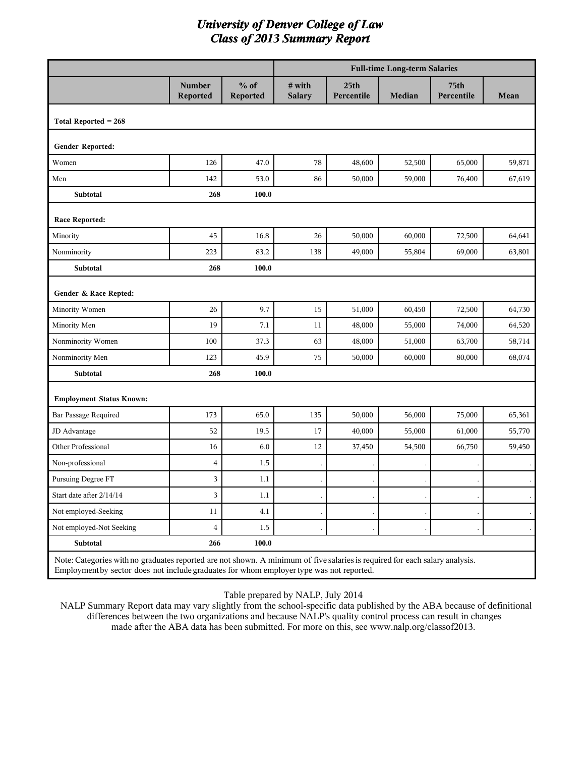# University of Denver College of Law
## Class of 2013 Summary Report

| | Number Reported | % of Reported | Full-time Long-term Salaries # with Salary | 25th Percentile | Median | 75th Percentile | Mean |
|---|---|---|---|---|---|---|---|
| **Total Reported = 268** | | | | | | | |
| **Gender Reported:** | | | | | | | |
| Women | 126 | 47.0 | 78 | 48,600 | 52,500 | 65,000 | 59,871 |
| Men | 142 | 53.0 | 86 | 50,000 | 59,000 | 76,400 | 67,619 |
| **Subtotal** | **268** | **100.0** | | | | | |
| **Race Reported:** | | | | | | | |
| Minority | 45 | 16.8 | 26 | 50,000 | 60,000 | 72,500 | 64,641 |
| Nonminority | 223 | 83.2 | 138 | 49,000 | 55,804 | 69,000 | 63,801 |
| **Subtotal** | **268** | **100.0** | | | | | |
| **Gender & Race Repted:** | | | | | | | |
| Minority Women | 26 | 9.7 | 15 | 51,000 | 60,450 | 72,500 | 64,730 |
| Minority Men | 19 | 7.1 | 11 | 48,000 | 55,000 | 74,000 | 64,520 |
| Nonminority Women | 100 | 37.3 | 63 | 48,000 | 51,000 | 63,700 | 58,714 |
| Nonminority Men | 123 | 45.9 | 75 | 50,000 | 60,000 | 80,000 | 68,074 |
| **Subtotal** | **268** | **100.0** | | | | | |
| **Employment Status Known:** | | | | | | | |
| Bar Passage Required | 173 | 65.0 | 135 | 50,000 | 56,000 | 75,000 | 65,361 |
| JD Advantage | 52 | 19.5 | 17 | 40,000 | 55,000 | 61,000 | 55,770 |
| Other Professional | 16 | 6.0 | 12 | 37,450 | 54,500 | 66,750 | 59,450 |
| Non-professional | 4 | 1.5 | . | . | . | . | . |
| Pursuing Degree FT | 3 | 1.1 | . | . | . | . | . |
| Start date after 2/14/14 | 3 | 1.1 | . | . | . | . | . |
| Not employed-Seeking | 11 | 4.1 | . | . | . | . | . |
| Not employed-Not Seeking | 4 | 1.5 | . | . | . | . | . |
| **Subtotal** | **266** | **100.0** | | | | | |

Note: Categories with no graduates reported are not shown. A minimum of five salaries is required for each salary analysis. Employment by sector does not include graduates for whom employer type was not reported.

Table prepared by NALP, July 2014

NALP Summary Report data may vary slightly from the school-specific data published by the ABA because of definitional differences between the two organizations and because NALP's quality control process can result in changes made after the ABA data has been submitted. For more on this, see www.nalp.org/classof2013.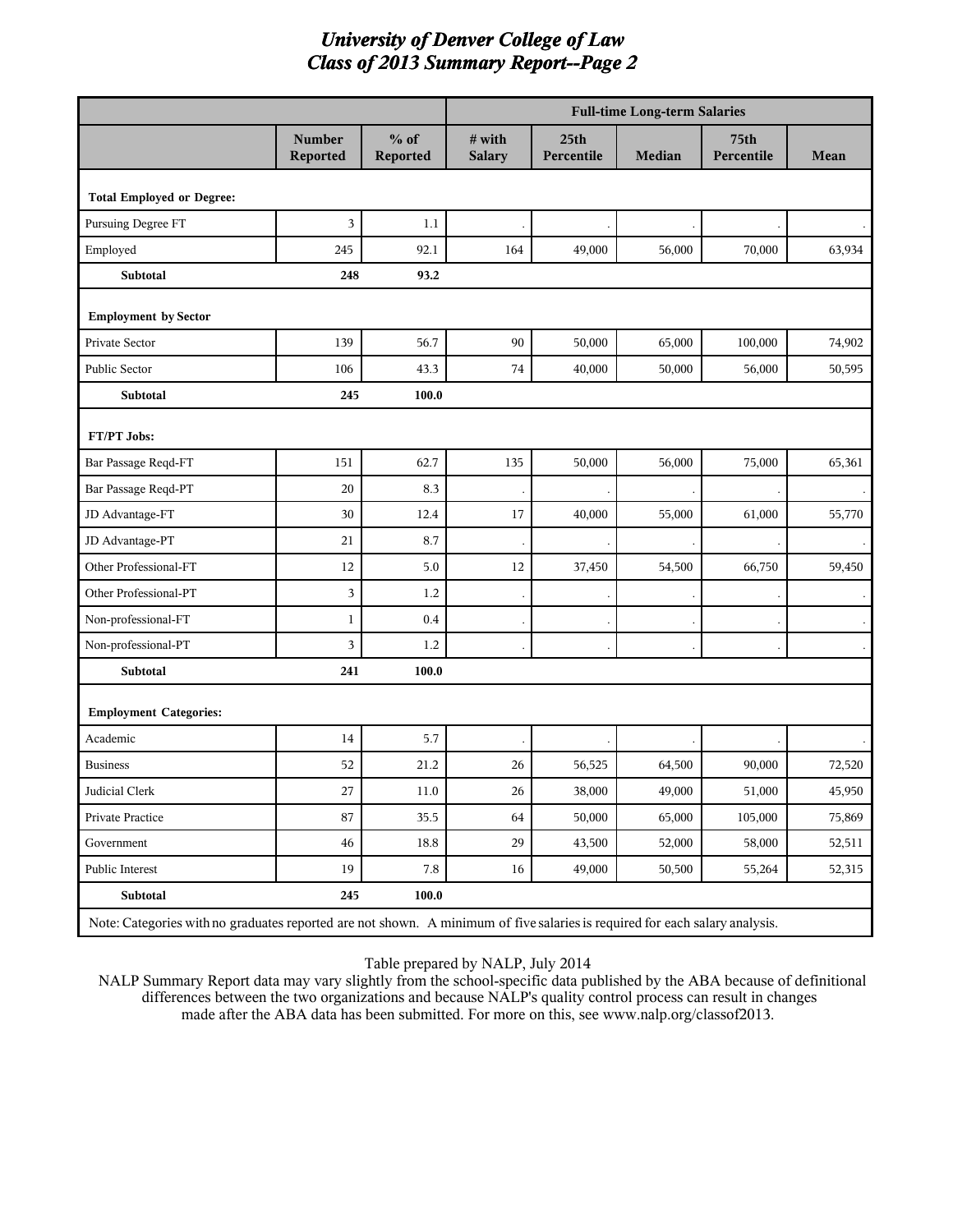# University of Denver College of Law
## Class of 2013 Summary Report--Page 2

| | | | Full-time Long-term Salaries | | | | |
|---|---|---|---|---|---|---|---|
| | Number Reported | % of Reported | # with Salary | 25th Percentile | Median | 75th Percentile | Mean |
| **Total Employed or Degree:** | | | | | | | |
| Pursuing Degree FT | 3 | 1.1 | . | . | . | . | . |
| Employed | 245 | 92.1 | 164 | 49,000 | 56,000 | 70,000 | 63,934 |
| **Subtotal** | **248** | **93.2** | | | | | |
| **Employment by Sector** | | | | | | | |
| Private Sector | 139 | 56.7 | 90 | 50,000 | 65,000 | 100,000 | 74,902 |
| Public Sector | 106 | 43.3 | 74 | 40,000 | 50,000 | 56,000 | 50,595 |
| **Subtotal** | **245** | **100.0** | | | | | |
| **FT/PT Jobs:** | | | | | | | |
| Bar Passage Reqd-FT | 151 | 62.7 | 135 | 50,000 | 56,000 | 75,000 | 65,361 |
| Bar Passage Reqd-PT | 20 | 8.3 | . | . | . | . | . |
| JD Advantage-FT | 30 | 12.4 | 17 | 40,000 | 55,000 | 61,000 | 55,770 |
| JD Advantage-PT | 21 | 8.7 | . | . | . | . | . |
| Other Professional-FT | 12 | 5.0 | 12 | 37,450 | 54,500 | 66,750 | 59,450 |
| Other Professional-PT | 3 | 1.2 | . | . | . | . | . |
| Non-professional-FT | 1 | 0.4 | . | . | . | . | . |
| Non-professional-PT | 3 | 1.2 | . | . | . | . | . |
| **Subtotal** | **241** | **100.0** | | | | | |
| **Employment Categories:** | | | | | | | |
| Academic | 14 | 5.7 | . | . | . | . | . |
| Business | 52 | 21.2 | 26 | 56,525 | 64,500 | 90,000 | 72,520 |
| Judicial Clerk | 27 | 11.0 | 26 | 38,000 | 49,000 | 51,000 | 45,950 |
| Private Practice | 87 | 35.5 | 64 | 50,000 | 65,000 | 105,000 | 75,869 |
| Government | 46 | 18.8 | 29 | 43,500 | 52,000 | 58,000 | 52,511 |
| Public Interest | 19 | 7.8 | 16 | 49,000 | 50,500 | 55,264 | 52,315 |
| **Subtotal** | **245** | **100.0** | | | | | |

Note: Categories with no graduates reported are not shown. A minimum of five salaries is required for each salary analysis.

Table prepared by NALP, July 2014

NALP Summary Report data may vary slightly from the school-specific data published by the ABA because of definitional differences between the two organizations and because NALP's quality control process can result in changes made after the ABA data has been submitted. For more on this, see www.nalp.org/classof2013.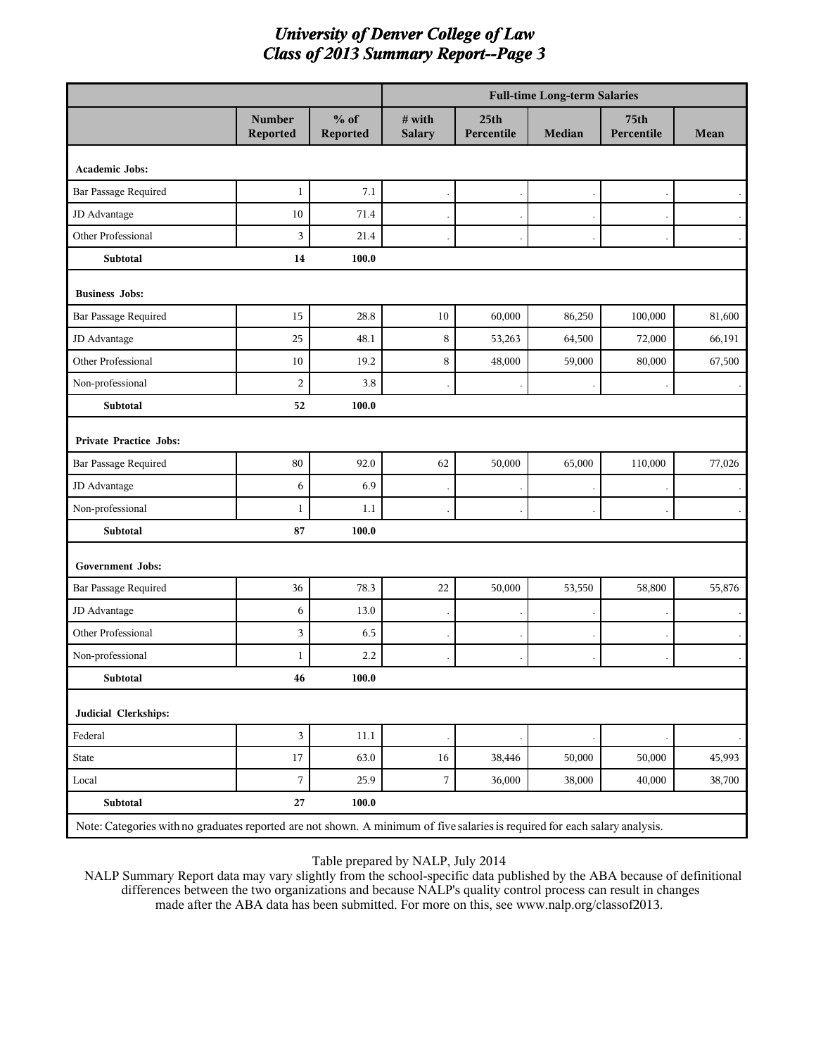# University of Denver College of Law
## Class of 2013 Summary Report--Page 3

| | | | Full-time Long-term Salaries | | | | |
|---|---|---|---|---|---|---|---|
| | Number Reported | % of Reported | # with Salary | 25th Percentile | Median | 75th Percentile | Mean |
| **Academic Jobs:** | | | | | | | |
| Bar Passage Required | 1 | 7.1 | . | . | . | . | . |
| JD Advantage | 10 | 71.4 | . | . | . | . | . |
| Other Professional | 3 | 21.4 | . | . | . | . | . |
| **Subtotal** | **14** | **100.0** | | | | | |
| **Business Jobs:** | | | | | | | |
| Bar Passage Required | 15 | 28.8 | 10 | 60,000 | 86,250 | 100,000 | 81,600 |
| JD Advantage | 25 | 48.1 | 8 | 53,263 | 64,500 | 72,000 | 66,191 |
| Other Professional | 10 | 19.2 | 8 | 48,000 | 59,000 | 80,000 | 67,500 |
| Non-professional | 2 | 3.8 | . | . | . | . | . |
| **Subtotal** | **52** | **100.0** | | | | | |
| **Private Practice Jobs:** | | | | | | | |
| Bar Passage Required | 80 | 92.0 | 62 | 50,000 | 65,000 | 110,000 | 77,026 |
| JD Advantage | 6 | 6.9 | . | . | . | . | . |
| Non-professional | 1 | 1.1 | . | . | . | . | . |
| **Subtotal** | **87** | **100.0** | | | | | |
| **Government Jobs:** | | | | | | | |
| Bar Passage Required | 36 | 78.3 | 22 | 50,000 | 53,550 | 58,800 | 55,876 |
| JD Advantage | 6 | 13.0 | . | . | . | . | . |
| Other Professional | 3 | 6.5 | . | . | . | . | . |
| Non-professional | 1 | 2.2 | . | . | . | . | . |
| **Subtotal** | **46** | **100.0** | | | | | |
| **Judicial Clerkships:** | | | | | | | |
| Federal | 3 | 11.1 | . | . | . | . | . |
| State | 17 | 63.0 | 16 | 38,446 | 50,000 | 50,000 | 45,993 |
| Local | 7 | 25.9 | 7 | 36,000 | 38,000 | 40,000 | 38,700 |
| **Subtotal** | **27** | **100.0** | | | | | |

Note: Categories with no graduates reported are not shown. A minimum of five salaries is required for each salary analysis.

Table prepared by NALP, July 2014

NALP Summary Report data may vary slightly from the school-specific data published by the ABA because of definitional differences between the two organizations and because NALP's quality control process can result in changes made after the ABA data has been submitted. For more on this, see www.nalp.org/classof2013.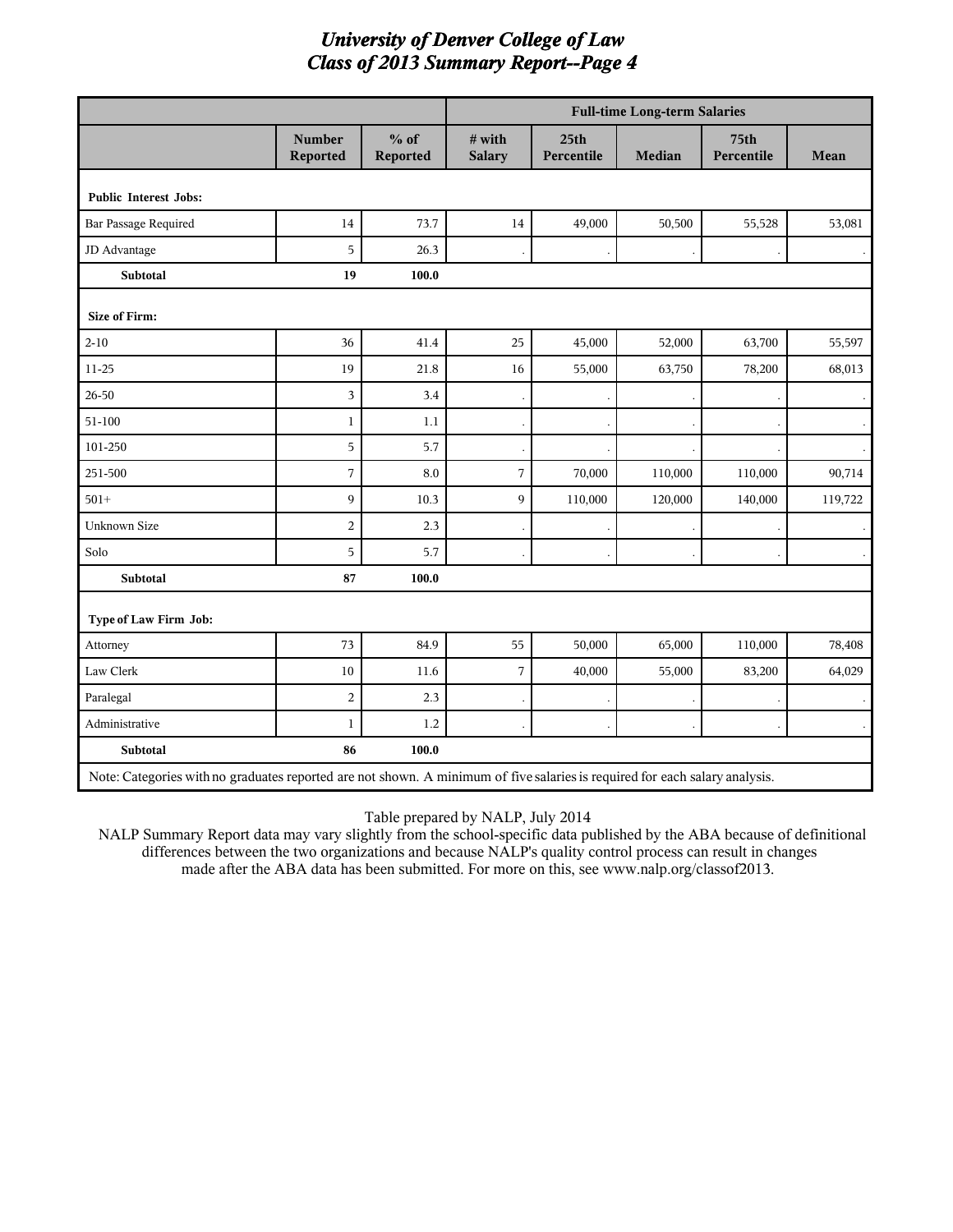# University of Denver College of Law
## Class of 2013 Summary Report--Page 4

| | | | Full-time Long-term Salaries | | | | |
|---|---|---|---|---|---|---|---|
| | Number Reported | % of Reported | # with Salary | 25th Percentile | Median | 75th Percentile | Mean |
| **Public Interest Jobs:** | | | | | | | |
| Bar Passage Required | 14 | 73.7 | 14 | 49,000 | 50,500 | 55,528 | 53,081 |
| JD Advantage | 5 | 26.3 | . | . | . | . | . |
| **Subtotal** | **19** | **100.0** | | | | | |
| **Size of Firm:** | | | | | | | |
| 2-10 | 36 | 41.4 | 25 | 45,000 | 52,000 | 63,700 | 55,597 |
| 11-25 | 19 | 21.8 | 16 | 55,000 | 63,750 | 78,200 | 68,013 |
| 26-50 | 3 | 3.4 | . | . | . | . | . |
| 51-100 | 1 | 1.1 | . | . | . | . | . |
| 101-250 | 5 | 5.7 | . | . | . | . | . |
| 251-500 | 7 | 8.0 | 7 | 70,000 | 110,000 | 110,000 | 90,714 |
| 501+ | 9 | 10.3 | 9 | 110,000 | 120,000 | 140,000 | 119,722 |
| Unknown Size | 2 | 2.3 | . | . | . | . | . |
| Solo | 5 | 5.7 | . | . | . | . | . |
| **Subtotal** | **87** | **100.0** | | | | | |
| **Type of Law Firm Job:** | | | | | | | |
| Attorney | 73 | 84.9 | 55 | 50,000 | 65,000 | 110,000 | 78,408 |
| Law Clerk | 10 | 11.6 | 7 | 40,000 | 55,000 | 83,200 | 64,029 |
| Paralegal | 2 | 2.3 | . | . | . | . | . |
| Administrative | 1 | 1.2 | . | . | . | . | . |
| **Subtotal** | **86** | **100.0** | | | | | |

Note: Categories with no graduates reported are not shown. A minimum of five salaries is required for each salary analysis.

Table prepared by NALP, July 2014

NALP Summary Report data may vary slightly from the school-specific data published by the ABA because of definitional differences between the two organizations and because NALP's quality control process can result in changes made after the ABA data has been submitted. For more on this, see www.nalp.org/classof2013.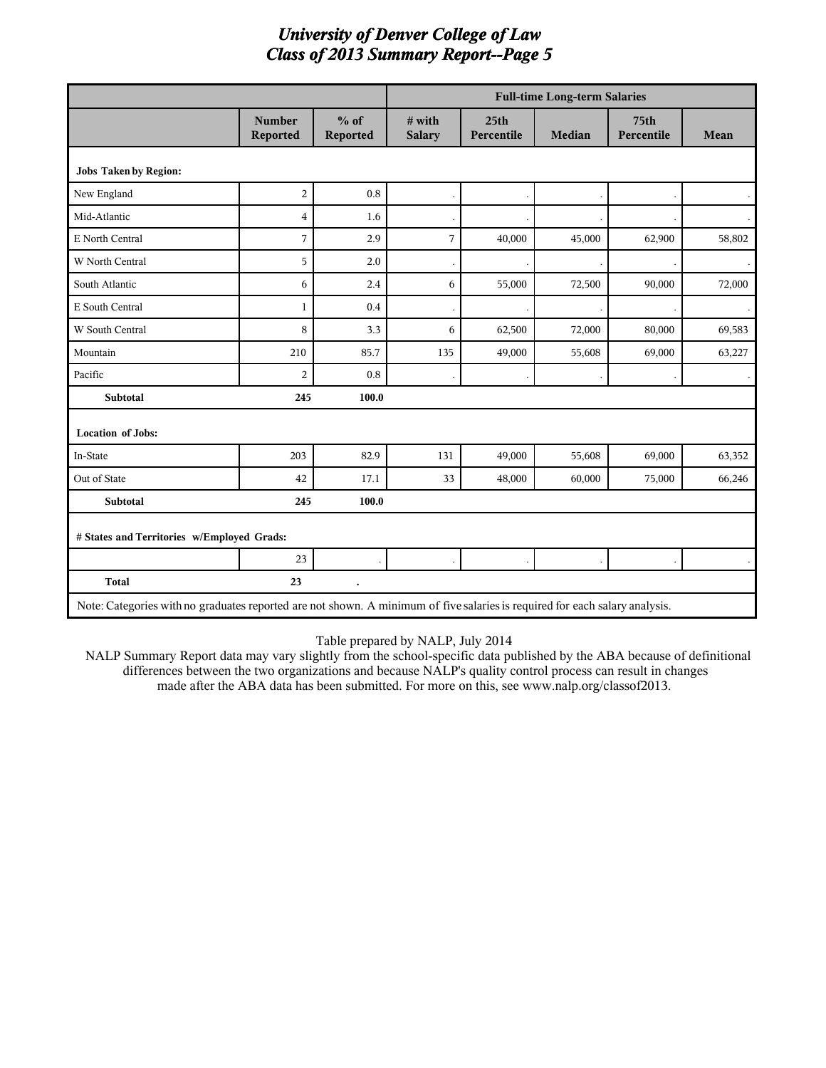# University of Denver College of Law
## Class of 2013 Summary Report--Page 5

| | | | Full-time Long-term Salaries | | | | |
|---|---|---|---|---|---|---|---|
| | Number Reported | % of Reported | # with Salary | 25th Percentile | Median | 75th Percentile | Mean |
| **Jobs Taken by Region:** | | | | | | | |
| New England | 2 | 0.8 | . | . | . | . | . |
| Mid-Atlantic | 4 | 1.6 | . | . | . | . | . |
| E North Central | 7 | 2.9 | 7 | 40,000 | 45,000 | 62,900 | 58,802 |
| W North Central | 5 | 2.0 | . | . | . | . | . |
| South Atlantic | 6 | 2.4 | 6 | 55,000 | 72,500 | 90,000 | 72,000 |
| E South Central | 1 | 0.4 | . | . | . | . | . |
| W South Central | 8 | 3.3 | 6 | 62,500 | 72,000 | 80,000 | 69,583 |
| Mountain | 210 | 85.7 | 135 | 49,000 | 55,608 | 69,000 | 63,227 |
| Pacific | 2 | 0.8 | . | . | . | . | . |
| **Subtotal** | **245** | **100.0** | | | | | |
| **Location of Jobs:** | | | | | | | |
| In-State | 203 | 82.9 | 131 | 49,000 | 55,608 | 69,000 | 63,352 |
| Out of State | 42 | 17.1 | 33 | 48,000 | 60,000 | 75,000 | 66,246 |
| **Subtotal** | **245** | **100.0** | | | | | |
| **# States and Territories w/Employed Grads:** | | | | | | | |
| | 23 | . | . | . | . | . | . |
| **Total** | **23** | **.** | | | | | |

Note: Categories with no graduates reported are not shown. A minimum of five salaries is required for each salary analysis.

Table prepared by NALP, July 2014

NALP Summary Report data may vary slightly from the school-specific data published by the ABA because of definitional differences between the two organizations and because NALP's quality control process can result in changes made after the ABA data has been submitted. For more on this, see www.nalp.org/classof2013.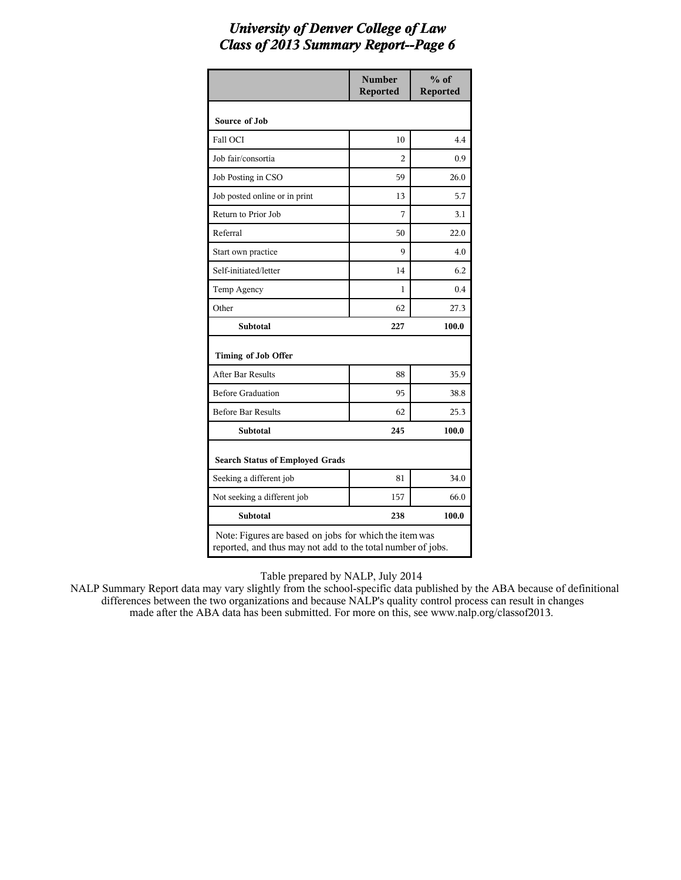# University of Denver College of Law
## Class of 2013 Summary Report--Page 6

| | Number Reported | % of Reported |
|---|---|---|
| **Source of Job** | | |
| Fall OCI | 10 | 4.4 |
| Job fair/consortia | 2 | 0.9 |
| Job Posting in CSO | 59 | 26.0 |
| Job posted online or in print | 13 | 5.7 |
| Return to Prior Job | 7 | 3.1 |
| Referral | 50 | 22.0 |
| Start own practice | 9 | 4.0 |
| Self-initiated/letter | 14 | 6.2 |
| Temp Agency | 1 | 0.4 |
| Other | 62 | 27.3 |
| **Subtotal** | **227** | **100.0** |
| **Timing of Job Offer** | | |
| After Bar Results | 88 | 35.9 |
| Before Graduation | 95 | 38.8 |
| Before Bar Results | 62 | 25.3 |
| **Subtotal** | **245** | **100.0** |
| **Search Status of Employed Grads** | | |
| Seeking a different job | 81 | 34.0 |
| Not seeking a different job | 157 | 66.0 |
| **Subtotal** | **238** | **100.0** |

Note: Figures are based on jobs for which the item was reported, and thus may not add to the total number of jobs.

Table prepared by NALP, July 2014

NALP Summary Report data may vary slightly from the school-specific data published by the ABA because of definitional differences between the two organizations and because NALP's quality control process can result in changes made after the ABA data has been submitted. For more on this, see www.nalp.org/classof2013.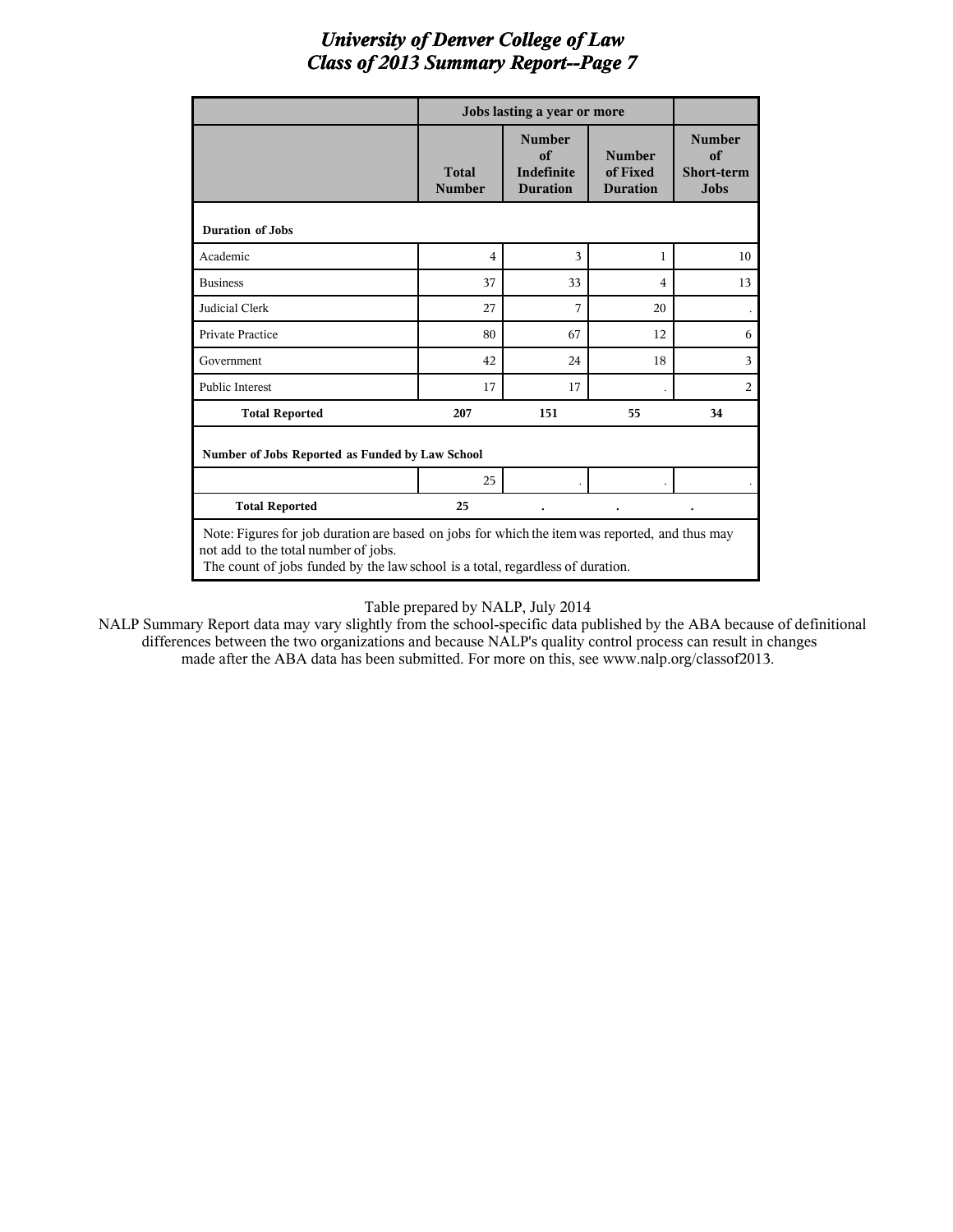# University of Denver College of Law
## Class of 2013 Summary Report--Page 7

| | Jobs lasting a year or more | | | |
|---|---|---|---|---|
| | Total Number | Number of Indefinite Duration | Number of Fixed Duration | Number of Short-term Jobs |
| **Duration of Jobs** | | | | |
| Academic | 4 | 3 | 1 | 10 |
| Business | 37 | 33 | 4 | 13 |
| Judicial Clerk | 27 | 7 | 20 | . |
| Private Practice | 80 | 67 | 12 | 6 |
| Government | 42 | 24 | 18 | 3 |
| Public Interest | 17 | 17 | . | 2 |
| **Total Reported** | **207** | **151** | **55** | **34** |
| **Number of Jobs Reported as Funded by Law School** | | | | |
| | 25 | . | . | . |
| **Total Reported** | **25** | **.** | **.** | **.** |

Note: Figures for job duration are based on jobs for which the item was reported, and thus may not add to the total number of jobs.
The count of jobs funded by the law school is a total, regardless of duration.

Table prepared by NALP, July 2014
NALP Summary Report data may vary slightly from the school-specific data published by the ABA because of definitional differences between the two organizations and because NALP's quality control process can result in changes made after the ABA data has been submitted. For more on this, see www.nalp.org/classof2013.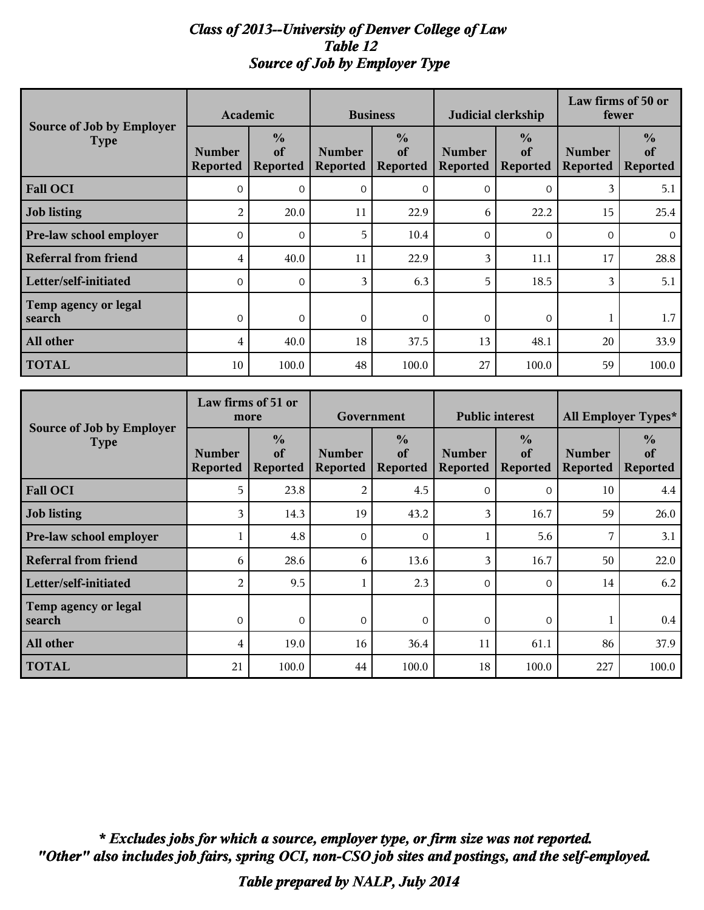# *Class of 2013--University of Denver College of Law*
## *Table 12*
## *Source of Job by Employer Type*

| Source of Job by Employer Type | Academic | | Business | | Judicial clerkship | | Law firms of 50 or fewer | |
|---|---|---|---|---|---|---|---|---|
| | Number Reported | % of Reported | Number Reported | % of Reported | Number Reported | % of Reported | Number Reported | % of Reported |
| **Fall OCI** | 0 | 0 | 0 | 0 | 0 | 0 | 3 | 5.1 |
| **Job listing** | 2 | 20.0 | 11 | 22.9 | 6 | 22.2 | 15 | 25.4 |
| **Pre-law school employer** | 0 | 0 | 5 | 10.4 | 0 | 0 | 0 | 0 |
| **Referral from friend** | 4 | 40.0 | 11 | 22.9 | 3 | 11.1 | 17 | 28.8 |
| **Letter/self-initiated** | 0 | 0 | 3 | 6.3 | 5 | 18.5 | 3 | 5.1 |
| **Temp agency or legal search** | 0 | 0 | 0 | 0 | 0 | 0 | 1 | 1.7 |
| **All other** | 4 | 40.0 | 18 | 37.5 | 13 | 48.1 | 20 | 33.9 |
| **TOTAL** | 10 | 100.0 | 48 | 100.0 | 27 | 100.0 | 59 | 100.0 |

| Source of Job by Employer Type | Law firms of 51 or more | | Government | | Public interest | | All Employer Types* | |
|---|---|---|---|---|---|---|---|---|
| | Number Reported | % of Reported | Number Reported | % of Reported | Number Reported | % of Reported | Number Reported | % of Reported |
| **Fall OCI** | 5 | 23.8 | 2 | 4.5 | 0 | 0 | 10 | 4.4 |
| **Job listing** | 3 | 14.3 | 19 | 43.2 | 3 | 16.7 | 59 | 26.0 |
| **Pre-law school employer** | 1 | 4.8 | 0 | 0 | 1 | 5.6 | 7 | 3.1 |
| **Referral from friend** | 6 | 28.6 | 6 | 13.6 | 3 | 16.7 | 50 | 22.0 |
| **Letter/self-initiated** | 2 | 9.5 | 1 | 2.3 | 0 | 0 | 14 | 6.2 |
| **Temp agency or legal search** | 0 | 0 | 0 | 0 | 0 | 0 | 1 | 0.4 |
| **All other** | 4 | 19.0 | 16 | 36.4 | 11 | 61.1 | 86 | 37.9 |
| **TOTAL** | 21 | 100.0 | 44 | 100.0 | 18 | 100.0 | 227 | 100.0 |

***\* Excludes jobs for which a source, employer type, or firm size was not reported.***
***"Other" also includes job fairs, spring OCI, non-CSO job sites and postings, and the self-employed.***

***Table prepared by NALP, July 2014***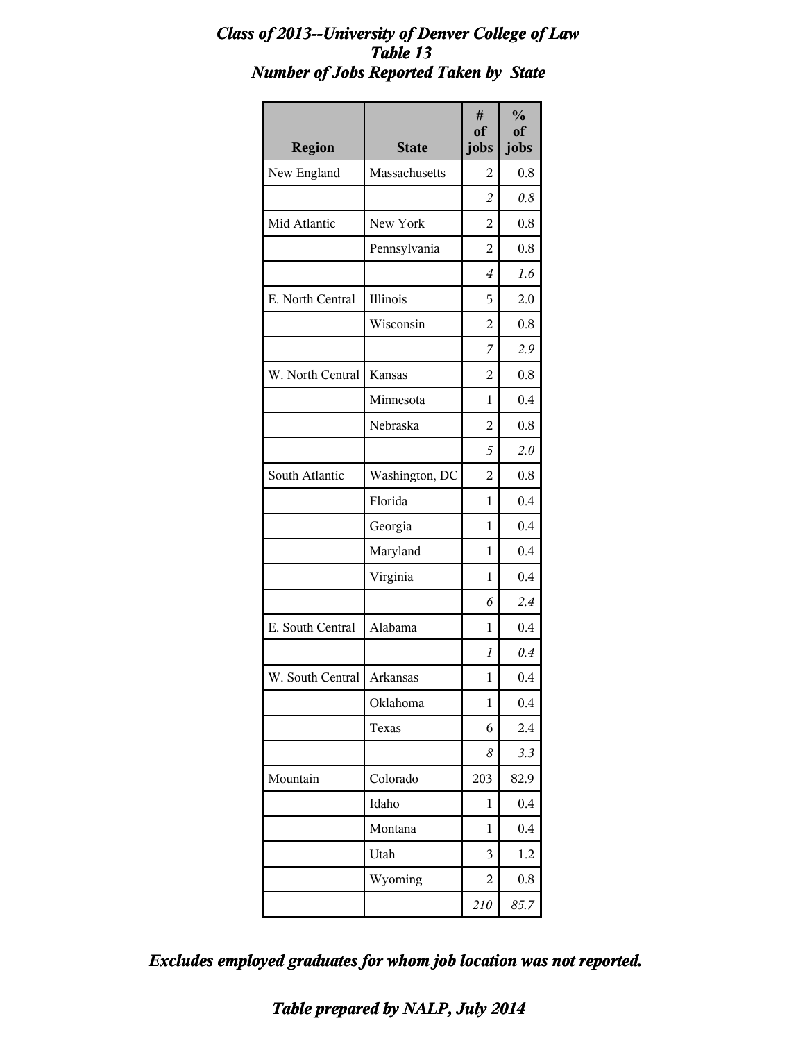***Class of 2013--University of Denver College of Law***
***Table 13***
***Number of Jobs Reported Taken by State***

| Region | State | # of jobs | % of jobs |
|---|---|---|---|
| New England | Massachusetts | 2 | 0.8 |
| | | *2* | *0.8* |
| Mid Atlantic | New York | 2 | 0.8 |
| | Pennsylvania | 2 | 0.8 |
| | | *4* | *1.6* |
| E. North Central | Illinois | 5 | 2.0 |
| | Wisconsin | 2 | 0.8 |
| | | *7* | *2.9* |
| W. North Central | Kansas | 2 | 0.8 |
| | Minnesota | 1 | 0.4 |
| | Nebraska | 2 | 0.8 |
| | | *5* | *2.0* |
| South Atlantic | Washington, DC | 2 | 0.8 |
| | Florida | 1 | 0.4 |
| | Georgia | 1 | 0.4 |
| | Maryland | 1 | 0.4 |
| | Virginia | 1 | 0.4 |
| | | *6* | *2.4* |
| E. South Central | Alabama | 1 | 0.4 |
| | | *1* | *0.4* |
| W. South Central | Arkansas | 1 | 0.4 |
| | Oklahoma | 1 | 0.4 |
| | Texas | 6 | 2.4 |
| | | *8* | *3.3* |
| Mountain | Colorado | 203 | 82.9 |
| | Idaho | 1 | 0.4 |
| | Montana | 1 | 0.4 |
| | Utah | 3 | 1.2 |
| | Wyoming | 2 | 0.8 |
| | | *210* | *85.7* |

***Excludes employed graduates for whom job location was not reported.***

***Table prepared by NALP, July 2014***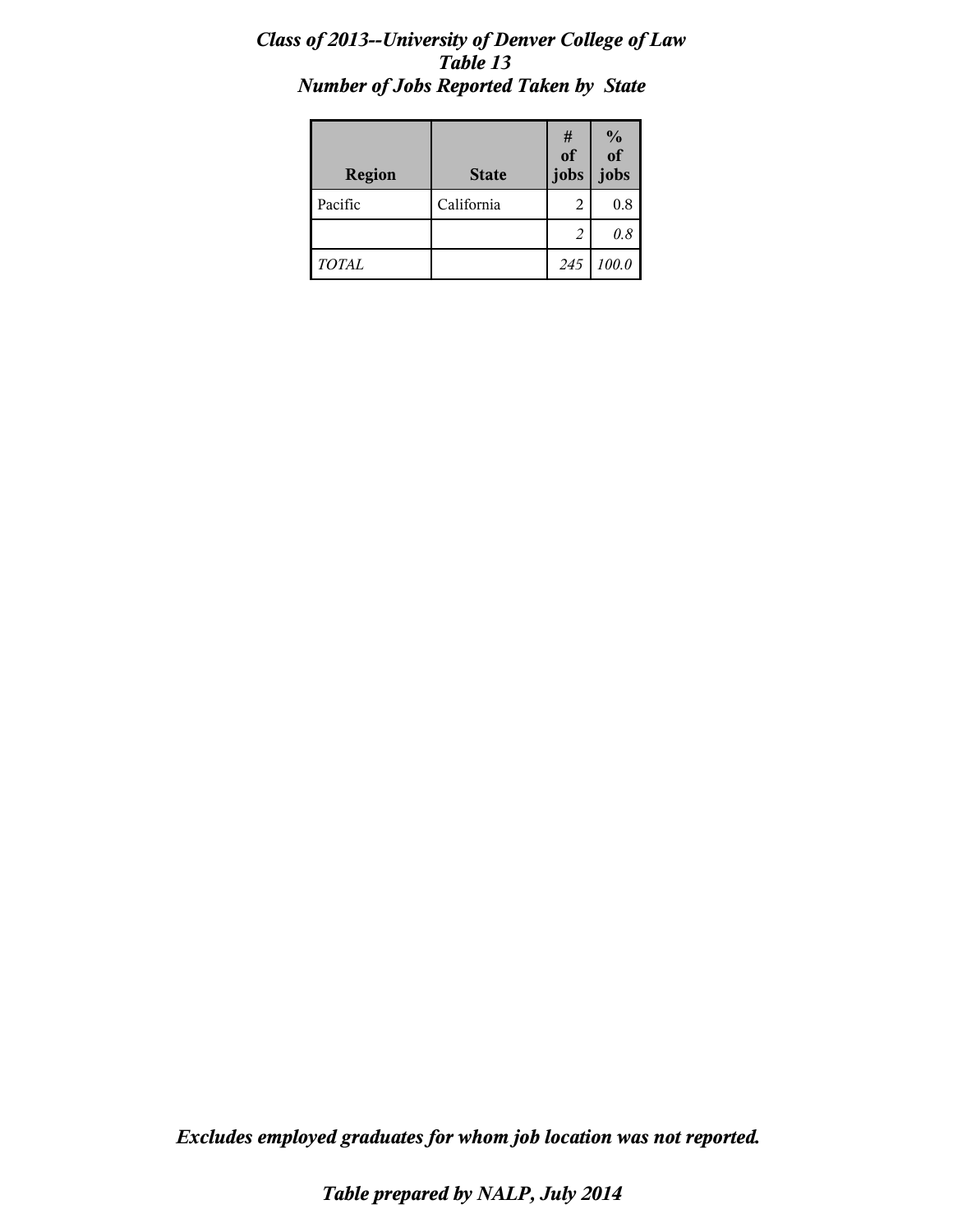***Class of 2013--University of Denver College of Law***
***Table 13***
***Number of Jobs Reported Taken by State***

| Region | State | # of jobs | % of jobs |
|---|---|---|---|
| Pacific | California | 2 | 0.8 |
| | | *2* | *0.8* |
| *TOTAL* | | *245* | *100.0* |

***Excludes employed graduates for whom job location was not reported.***

***Table prepared by NALP, July 2014***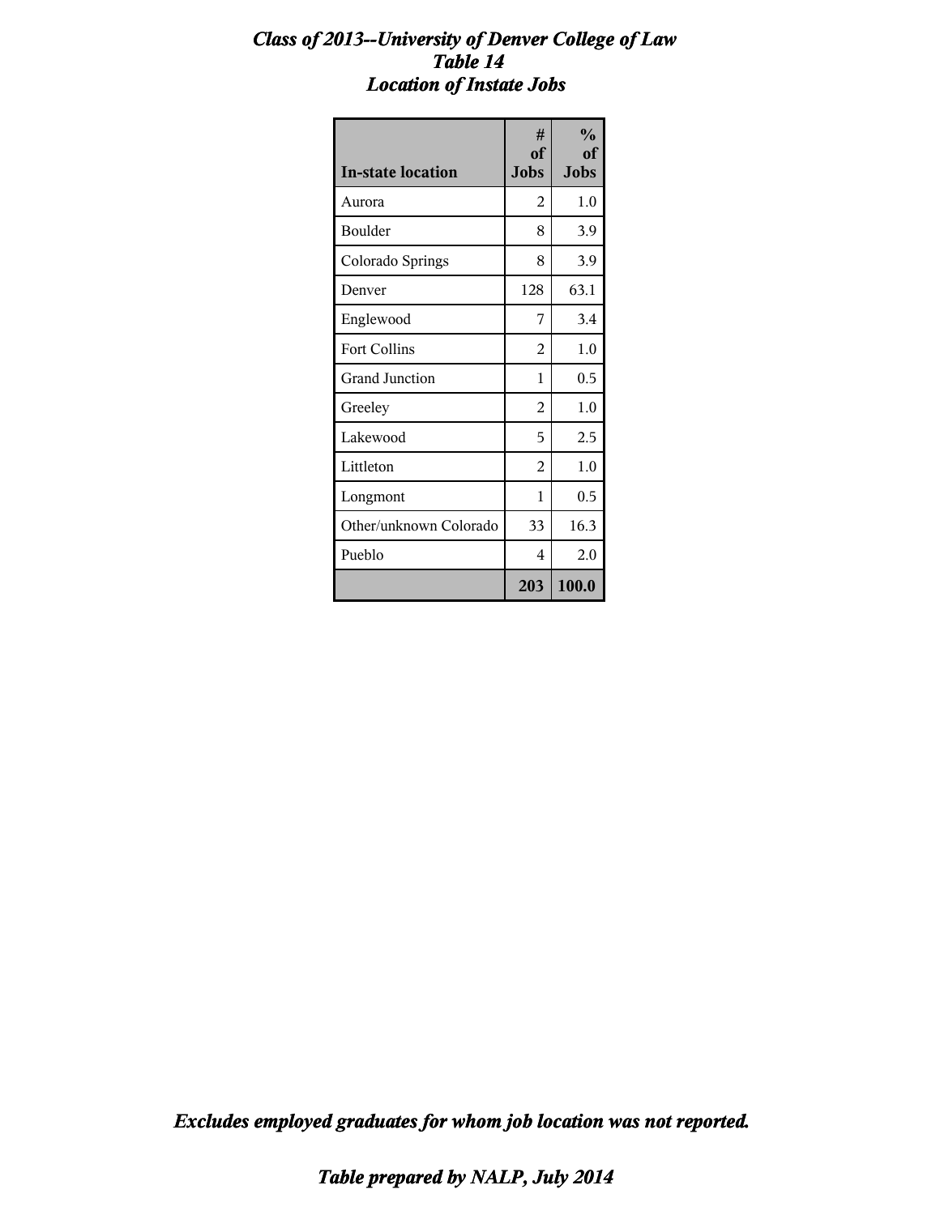# *Class of 2013--University of Denver College of Law*
## *Table 14*
## *Location of Instate Jobs*

| In-state location | # of Jobs | % of Jobs |
|---|---|---|
| Aurora | 2 | 1.0 |
| Boulder | 8 | 3.9 |
| Colorado Springs | 8 | 3.9 |
| Denver | 128 | 63.1 |
| Englewood | 7 | 3.4 |
| Fort Collins | 2 | 1.0 |
| Grand Junction | 1 | 0.5 |
| Greeley | 2 | 1.0 |
| Lakewood | 5 | 2.5 |
| Littleton | 2 | 1.0 |
| Longmont | 1 | 0.5 |
| Other/unknown Colorado | 33 | 16.3 |
| Pueblo | 4 | 2.0 |
| | **203** | **100.0** |

***Excludes employed graduates for whom job location was not reported.***

***Table prepared by NALP, July 2014***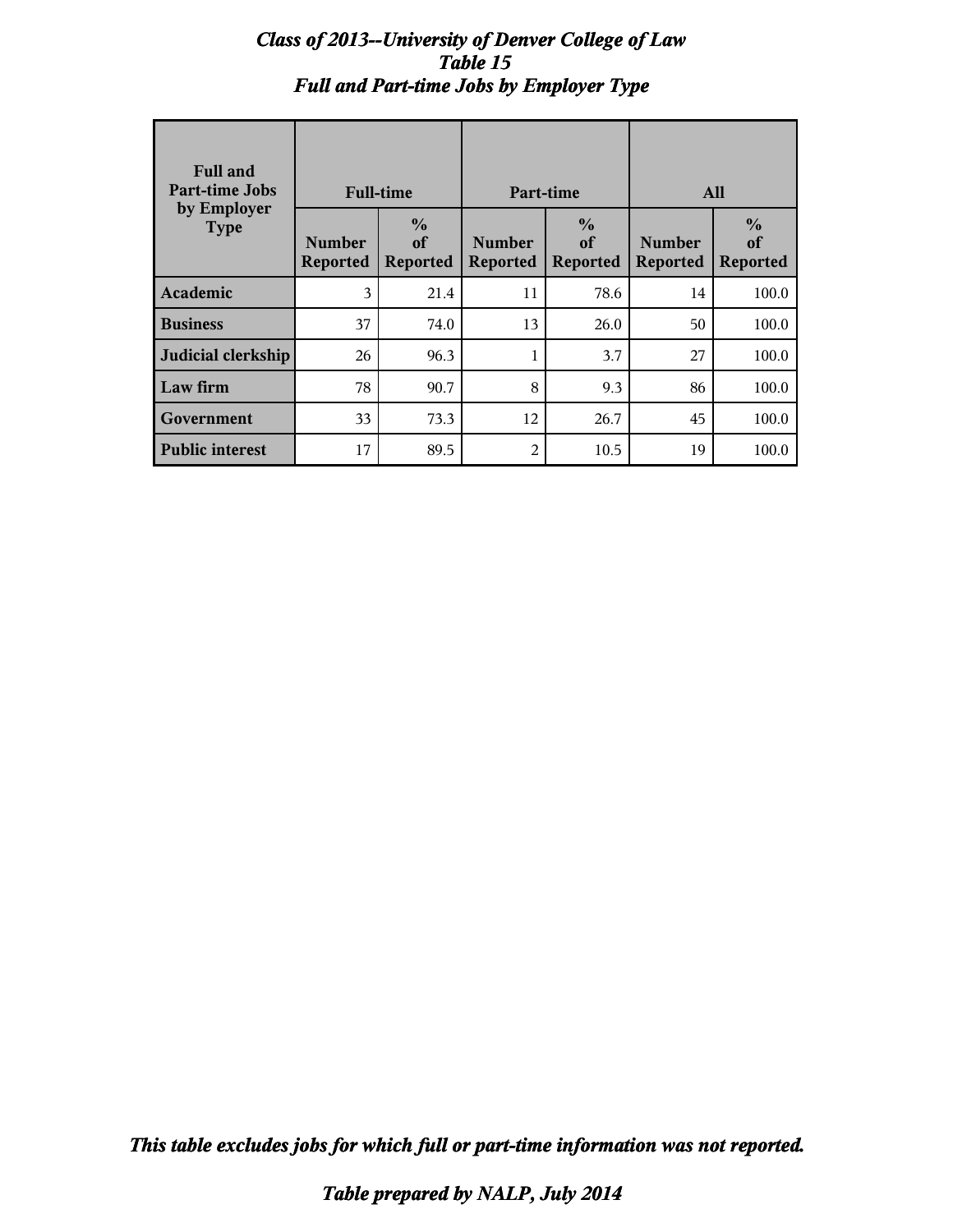***Class of 2013--University of Denver College of Law***
***Table 15***
***Full and Part-time Jobs by Employer Type***

| Full and Part-time Jobs by Employer Type | Full-time | | Part-time | | All | |
|---|---|---|---|---|---|---|
| | Number Reported | % of Reported | Number Reported | % of Reported | Number Reported | % of Reported |
| **Academic** | 3 | 21.4 | 11 | 78.6 | 14 | 100.0 |
| **Business** | 37 | 74.0 | 13 | 26.0 | 50 | 100.0 |
| **Judicial clerkship** | 26 | 96.3 | 1 | 3.7 | 27 | 100.0 |
| **Law firm** | 78 | 90.7 | 8 | 9.3 | 86 | 100.0 |
| **Government** | 33 | 73.3 | 12 | 26.7 | 45 | 100.0 |
| **Public interest** | 17 | 89.5 | 2 | 10.5 | 19 | 100.0 |

***This table excludes jobs for which full or part-time information was not reported.***

***Table prepared by NALP, July 2014***